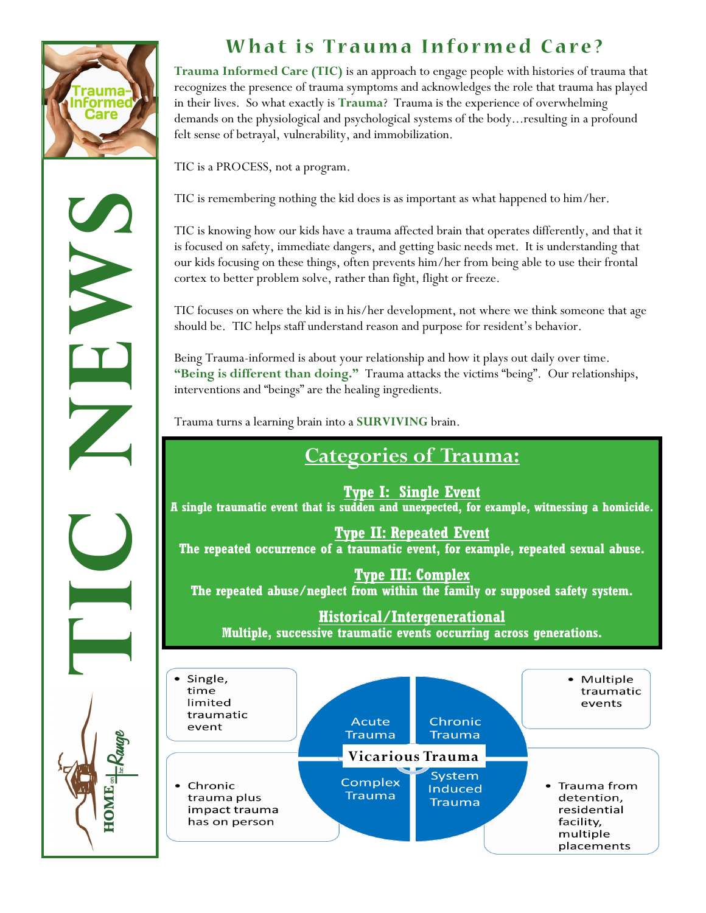# What is Trauma Informed Care?

**Trauma Informed Care (TIC)** is an approach to engage people with histories of trauma that recognizes the presence of trauma symptoms and acknowledges the role that trauma has played in their lives. So what exactly is **Trauma**? Trauma is the experience of overwhelming demands on the physiological and psychological systems of the body…resulting in a profound felt sense of betrayal, vulnerability, and immobilization.

TIC is a PROCESS, not a program.

TIC is remembering nothing the kid does is as important as what happened to him/her.

TIC is knowing how our kids have a trauma affected brain that operates differently, and that it is focused on safety, immediate dangers, and getting basic needs met. It is understanding that our kids focusing on these things, often prevents him/her from being able to use their frontal cortex to better problem solve, rather than fight, flight or freeze.

TIC focuses on where the kid is in his/her development, not where we think someone that age should be. TIC helps staff understand reason and purpose for resident's behavior.

Being Trauma-informed is about your relationship and how it plays out daily over time. **"Being is different than doing."** Trauma attacks the victims "being". Our relationships, interventions and "beings" are the healing ingredients.

Trauma turns a learning brain into a **SURVIVING** brain.

## Categories of Trauma:

**Type I: Single Event**
**A single traumatic event that is sudden and unexpected, for example, witnessing a homicide.**

**Type II: Repeated Event**
**The repeated occurrence of a traumatic event, for example, repeated sexual abuse.**

**Type III: Complex**
**The repeated abuse/neglect from within the family or supposed safety system.**

**Historical/Intergenerational**
**Multiple, successive traumatic events occurring across generations.**

**Vicarious Trauma**

- **Acute Trauma**: Single, time limited traumatic event
- **Chronic Trauma**: Multiple traumatic events
- **Complex Trauma**: Chronic trauma plus impact trauma has on person
- **System Induced Trauma**: Trauma from detention, residential facility, multiple placements

TIC NEWS

Home on the Range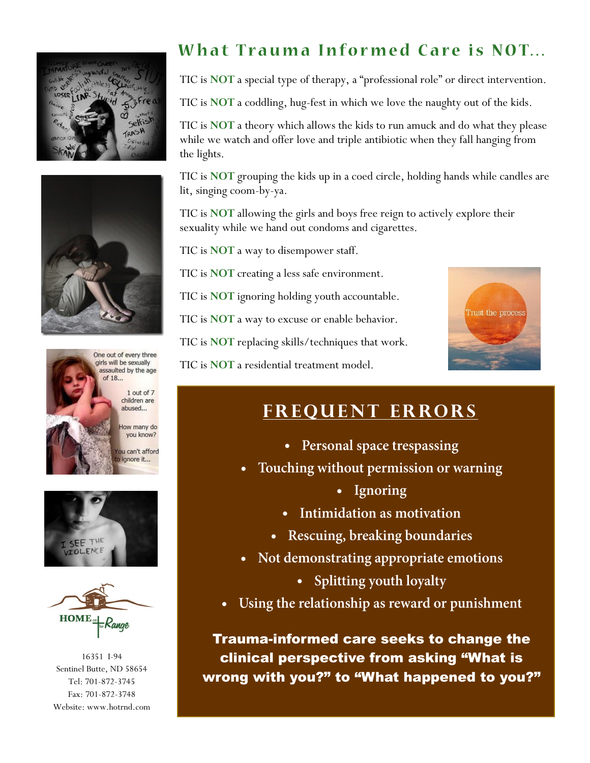# What Trauma Informed Care is NOT…

TIC is **NOT** a special type of therapy, a "professional role" or direct intervention.

TIC is **NOT** a coddling, hug-fest in which we love the naughty out of the kids.

TIC is **NOT** a theory which allows the kids to run amuck and do what they please while we watch and offer love and triple antibiotic when they fall hanging from the lights.

TIC is **NOT** grouping the kids up in a coed circle, holding hands while candles are lit, singing coom-by-ya.

TIC is **NOT** allowing the girls and boys free reign to actively explore their sexuality while we hand out condoms and cigarettes.

TIC is **NOT** a way to disempower staff.

TIC is **NOT** creating a less safe environment.

TIC is **NOT** ignoring holding youth accountable.

TIC is **NOT** a way to excuse or enable behavior.

TIC is **NOT** replacing skills/techniques that work.

TIC is **NOT** a residential treatment model.

## FREQUENT ERRORS

- Personal space trespassing
- Touching without permission or warning
- Ignoring
- Intimidation as motivation
- Rescuing, breaking boundaries
- Not demonstrating appropriate emotions
- Splitting youth loyalty
- Using the relationship as reward or punishment

**Trauma-informed care seeks to change the clinical perspective from asking "What is wrong with you?" to "What happened to you?"**

16351 I-94
Sentinel Butte, ND 58654
Tel: 701-872-3745
Fax: 701-872-3748
Website: www.hotrnd.com